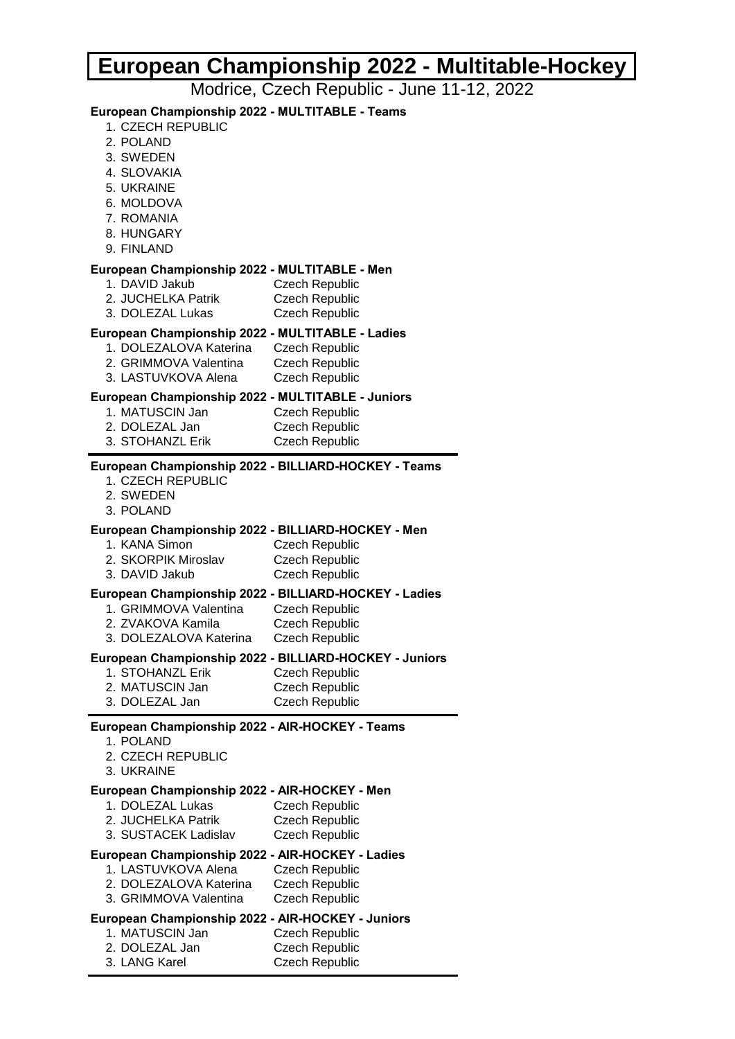# European Championship 2022 - Multitable-Hockey

Modrice, Czech Republic - June 11-12, 2022

### European Championship 2022 - MULTITABLE - Teams

1. CZECH REPUBLIC
2. POLAND
3. SWEDEN
4. SLOVAKIA
5. UKRAINE
6. MOLDOVA
7. ROMANIA
8. HUNGARY
9. FINLAND

### European Championship 2022 - MULTITABLE - Men

| | |
|---|---|
| 1. DAVID Jakub | Czech Republic |
| 2. JUCHELKA Patrik | Czech Republic |
| 3. DOLEZAL Lukas | Czech Republic |

### European Championship 2022 - MULTITABLE - Ladies

| | |
|---|---|
| 1. DOLEZALOVA Katerina | Czech Republic |
| 2. GRIMMOVA Valentina | Czech Republic |
| 3. LASTUVKOVA Alena | Czech Republic |

### European Championship 2022 - MULTITABLE - Juniors

| | |
|---|---|
| 1. MATUSCIN Jan | Czech Republic |
| 2. DOLEZAL Jan | Czech Republic |
| 3. STOHANZL Erik | Czech Republic |

---

### European Championship 2022 - BILLIARD-HOCKEY - Teams

1. CZECH REPUBLIC
2. SWEDEN
3. POLAND

### European Championship 2022 - BILLIARD-HOCKEY - Men

| | |
|---|---|
| 1. KANA Simon | Czech Republic |
| 2. SKORPIK Miroslav | Czech Republic |
| 3. DAVID Jakub | Czech Republic |

### European Championship 2022 - BILLIARD-HOCKEY - Ladies

| | |
|---|---|
| 1. GRIMMOVA Valentina | Czech Republic |
| 2. ZVAKOVA Kamila | Czech Republic |
| 3. DOLEZALOVA Katerina | Czech Republic |

### European Championship 2022 - BILLIARD-HOCKEY - Juniors

| | |
|---|---|
| 1. STOHANZL Erik | Czech Republic |
| 2. MATUSCIN Jan | Czech Republic |
| 3. DOLEZAL Jan | Czech Republic |

---

### European Championship 2022 - AIR-HOCKEY - Teams

1. POLAND
2. CZECH REPUBLIC
3. UKRAINE

### European Championship 2022 - AIR-HOCKEY - Men

| | |
|---|---|
| 1. DOLEZAL Lukas | Czech Republic |
| 2. JUCHELKA Patrik | Czech Republic |
| 3. SUSTACEK Ladislav | Czech Republic |

### European Championship 2022 - AIR-HOCKEY - Ladies

| | |
|---|---|
| 1. LASTUVKOVA Alena | Czech Republic |
| 2. DOLEZALOVA Katerina | Czech Republic |
| 3. GRIMMOVA Valentina | Czech Republic |

### European Championship 2022 - AIR-HOCKEY - Juniors

| | |
|---|---|
| 1. MATUSCIN Jan | Czech Republic |
| 2. DOLEZAL Jan | Czech Republic |
| 3. LANG Karel | Czech Republic |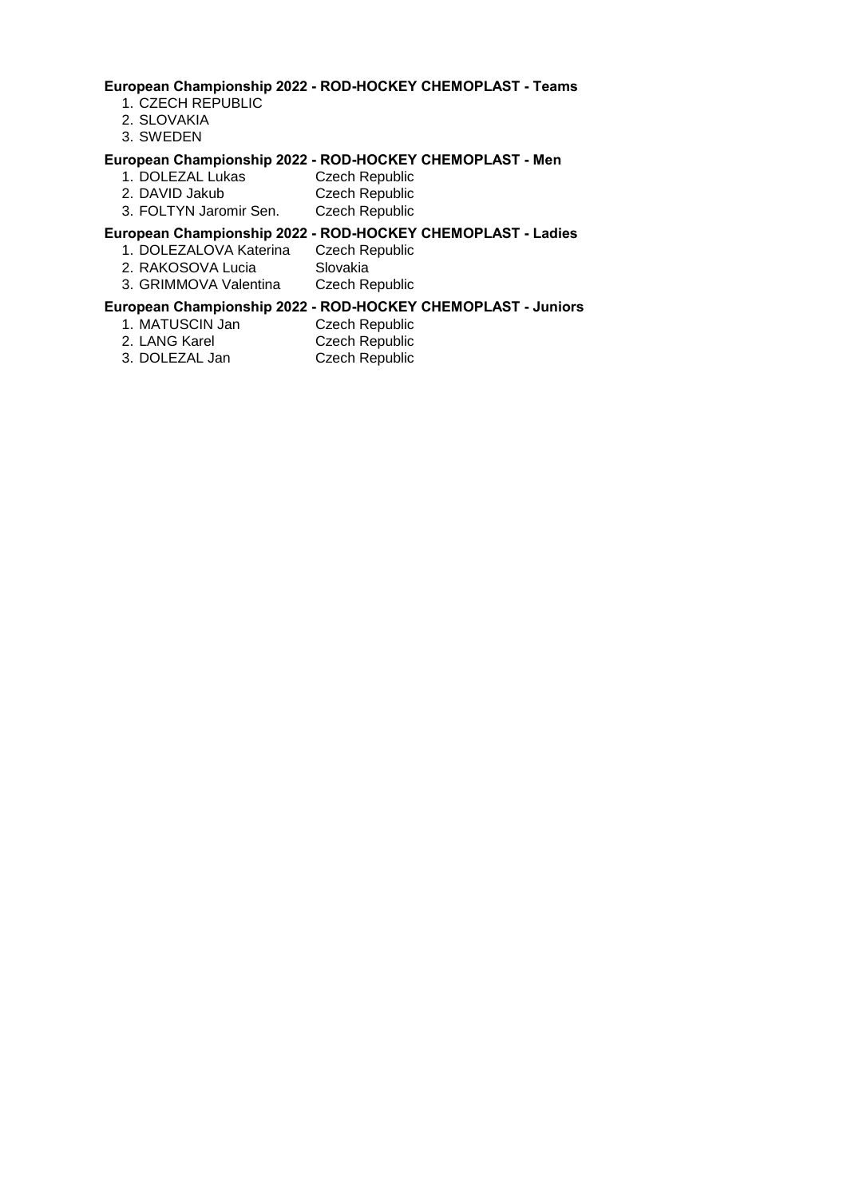**European Championship 2022 - ROD-HOCKEY CHEMOPLAST - Teams**

1. CZECH REPUBLIC
2. SLOVAKIA
3. SWEDEN

**European Championship 2022 - ROD-HOCKEY CHEMOPLAST - Men**

| | |
|---|---|
| 1. DOLEZAL Lukas | Czech Republic |
| 2. DAVID Jakub | Czech Republic |
| 3. FOLTYN Jaromir Sen. | Czech Republic |

**European Championship 2022 - ROD-HOCKEY CHEMOPLAST - Ladies**

| | |
|---|---|
| 1. DOLEZALOVA Katerina | Czech Republic |
| 2. RAKOSOVA Lucia | Slovakia |
| 3. GRIMMOVA Valentina | Czech Republic |

**European Championship 2022 - ROD-HOCKEY CHEMOPLAST - Juniors**

| | |
|---|---|
| 1. MATUSCIN Jan | Czech Republic |
| 2. LANG Karel | Czech Republic |
| 3. DOLEZAL Jan | Czech Republic |